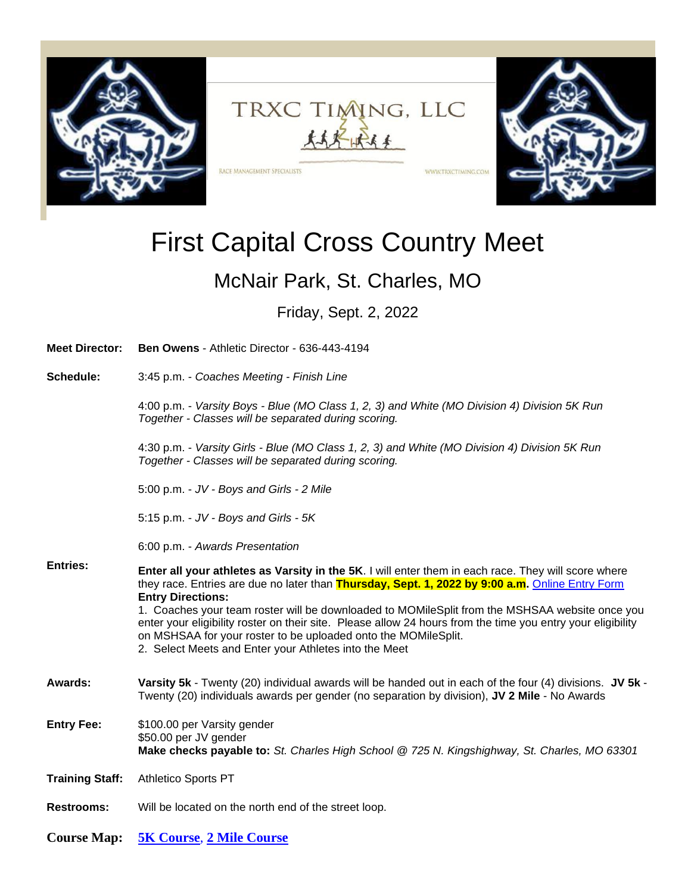TRXC TIMING, LLC

RACE MANAGEMENT SPECIALISTS

WWW.TRXCTIMING.COM

# First Capital Cross Country Meet

## McNair Park, St. Charles, MO

Friday, Sept. 2, 2022

**Meet Director:** **Ben Owens** - Athletic Director - 636-443-4194

**Schedule:**

3:45 p.m. - *Coaches Meeting - Finish Line*

4:00 p.m. - *Varsity Boys - Blue (MO Class 1, 2, 3) and White (MO Division 4) Division 5K Run Together - Classes will be separated during scoring.*

4:30 p.m. - *Varsity Girls - Blue (MO Class 1, 2, 3) and White (MO Division 4) Division 5K Run Together - Classes will be separated during scoring.*

5:00 p.m. - *JV - Boys and Girls - 2 Mile*

5:15 p.m. - *JV - Boys and Girls - 5K*

6:00 p.m. - *Awards Presentation*

**Entries:** **Enter all your athletes as Varsity in the 5K**. I will enter them in each race. They will score where they race. Entries are due no later than **Thursday, Sept. 1, 2022 by 9:00 a.m.** Online Entry Form

**Entry Directions:**

1. Coaches your team roster will be downloaded to MOMileSplit from the MSHSAA website once you enter your eligibility roster on their site. Please allow 24 hours from the time you entry your eligibility on MSHSAA for your roster to be uploaded onto the MOMileSplit.
2. Select Meets and Enter your Athletes into the Meet

**Awards:** **Varsity 5k** - Twenty (20) individual awards will be handed out in each of the four (4) divisions. **JV 5k** - Twenty (20) individuals awards per gender (no separation by division), **JV 2 Mile** - No Awards

**Entry Fee:** $100.00 per Varsity gender
$50.00 per JV gender
**Make checks payable to:** *St. Charles High School @ 725 N. Kingshighway, St. Charles, MO 63301*

**Training Staff:** Athletico Sports PT

**Restrooms:** Will be located on the north end of the street loop.

**Course Map:** **5K Course**, **2 Mile Course**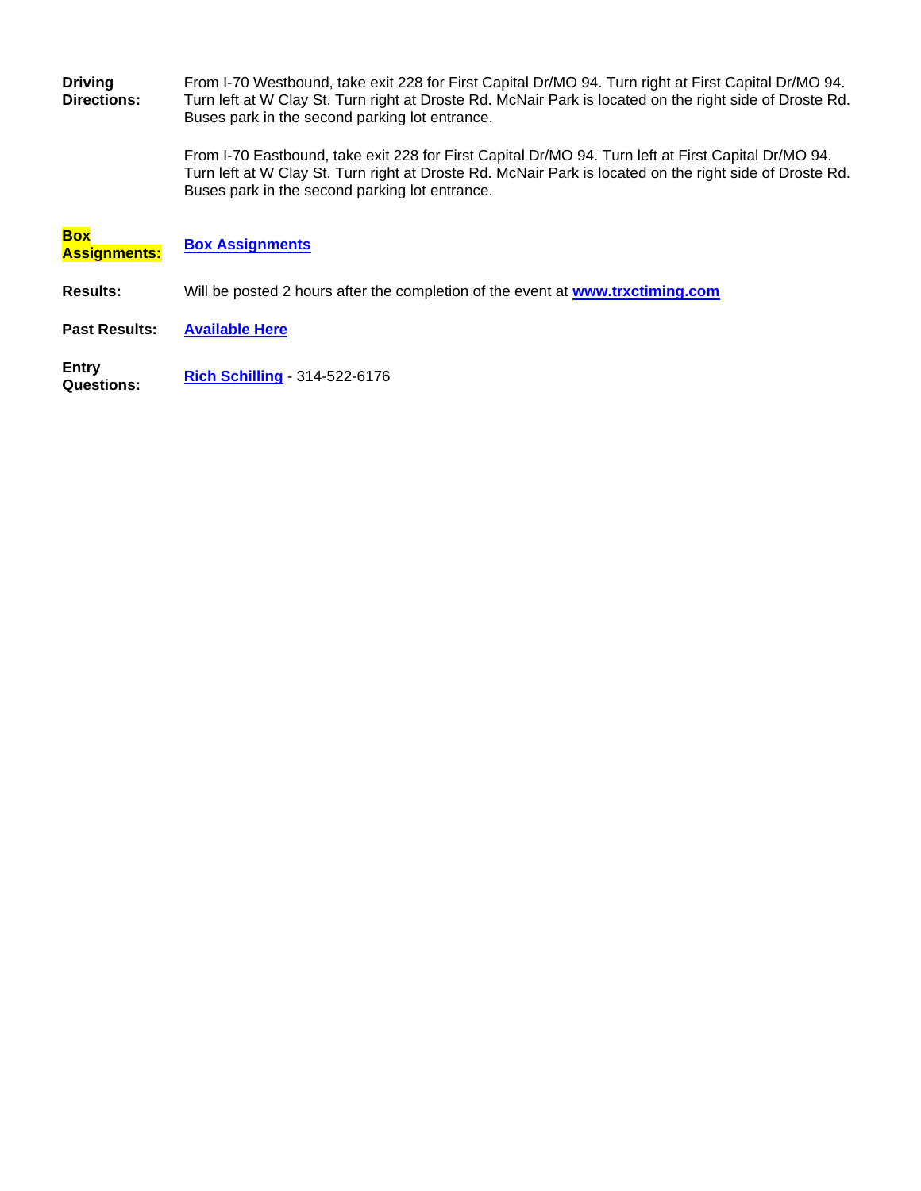| | |
|---|---|
| **Driving Directions:** | From I-70 Westbound, take exit 228 for First Capital Dr/MO 94. Turn right at First Capital Dr/MO 94. Turn left at W Clay St. Turn right at Droste Rd. McNair Park is located on the right side of Droste Rd. Buses park in the second parking lot entrance.<br><br>From I-70 Eastbound, take exit 228 for First Capital Dr/MO 94. Turn left at First Capital Dr/MO 94. Turn left at W Clay St. Turn right at Droste Rd. McNair Park is located on the right side of Droste Rd. Buses park in the second parking lot entrance. |
| **Box Assignments:** | **Box Assignments** |
| **Results:** | Will be posted 2 hours after the completion of the event at **www.trxctiming.com** |
| **Past Results:** | **Available Here** |
| **Entry Questions:** | **Rich Schilling** - 314-522-6176 |